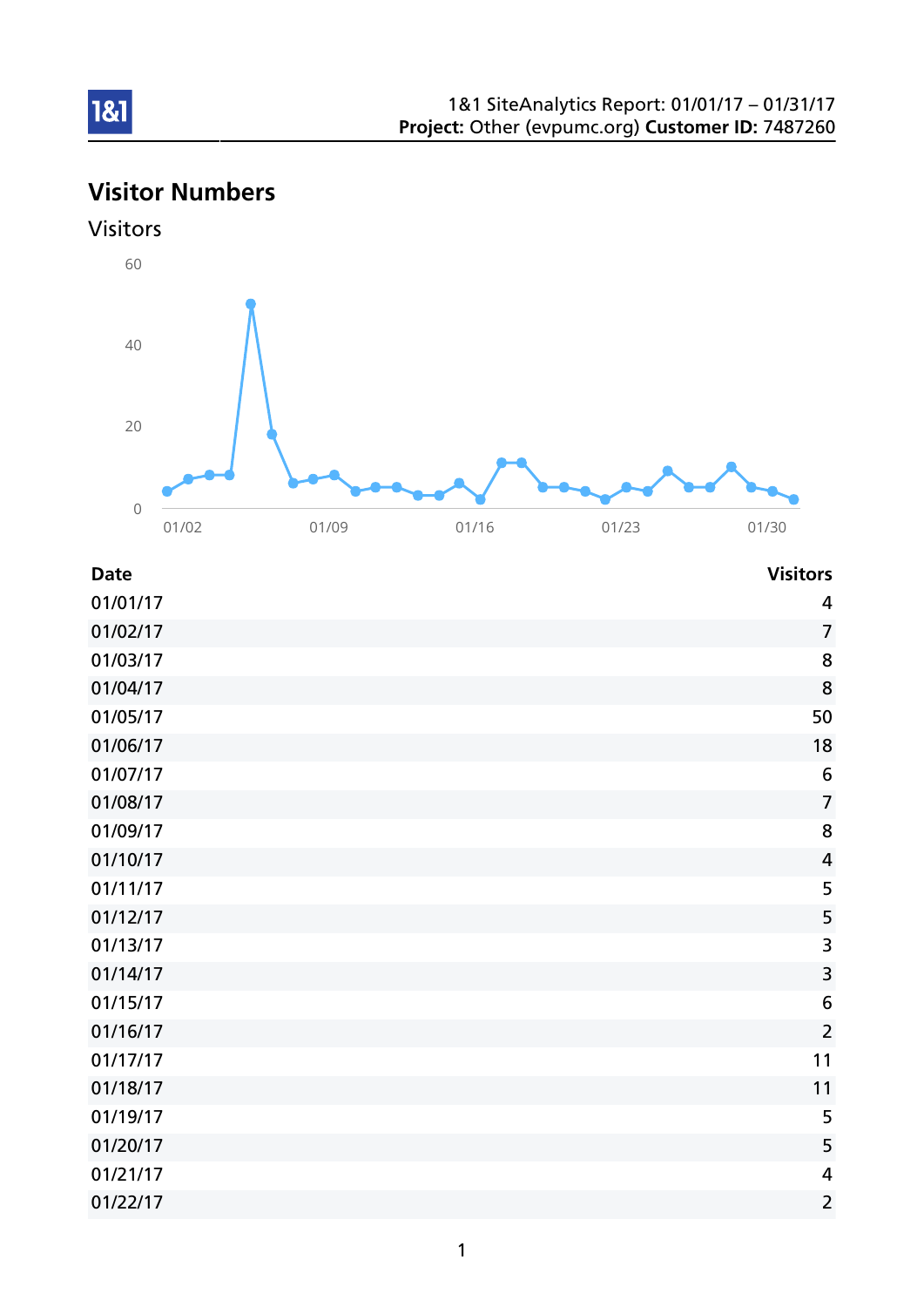1&1 SiteAnalytics Report: 01/01/17 – 01/31/17
**Project:** Other (evpumc.org) **Customer ID:** 7487260

# Visitor Numbers

## Visitors

| Date | Visitors |
|---|---:|
| 01/01/17 | 4 |
| 01/02/17 | 7 |
| 01/03/17 | 8 |
| 01/04/17 | 8 |
| 01/05/17 | 50 |
| 01/06/17 | 18 |
| 01/07/17 | 6 |
| 01/08/17 | 7 |
| 01/09/17 | 8 |
| 01/10/17 | 4 |
| 01/11/17 | 5 |
| 01/12/17 | 5 |
| 01/13/17 | 3 |
| 01/14/17 | 3 |
| 01/15/17 | 6 |
| 01/16/17 | 2 |
| 01/17/17 | 11 |
| 01/18/17 | 11 |
| 01/19/17 | 5 |
| 01/20/17 | 5 |
| 01/21/17 | 4 |
| 01/22/17 | 2 |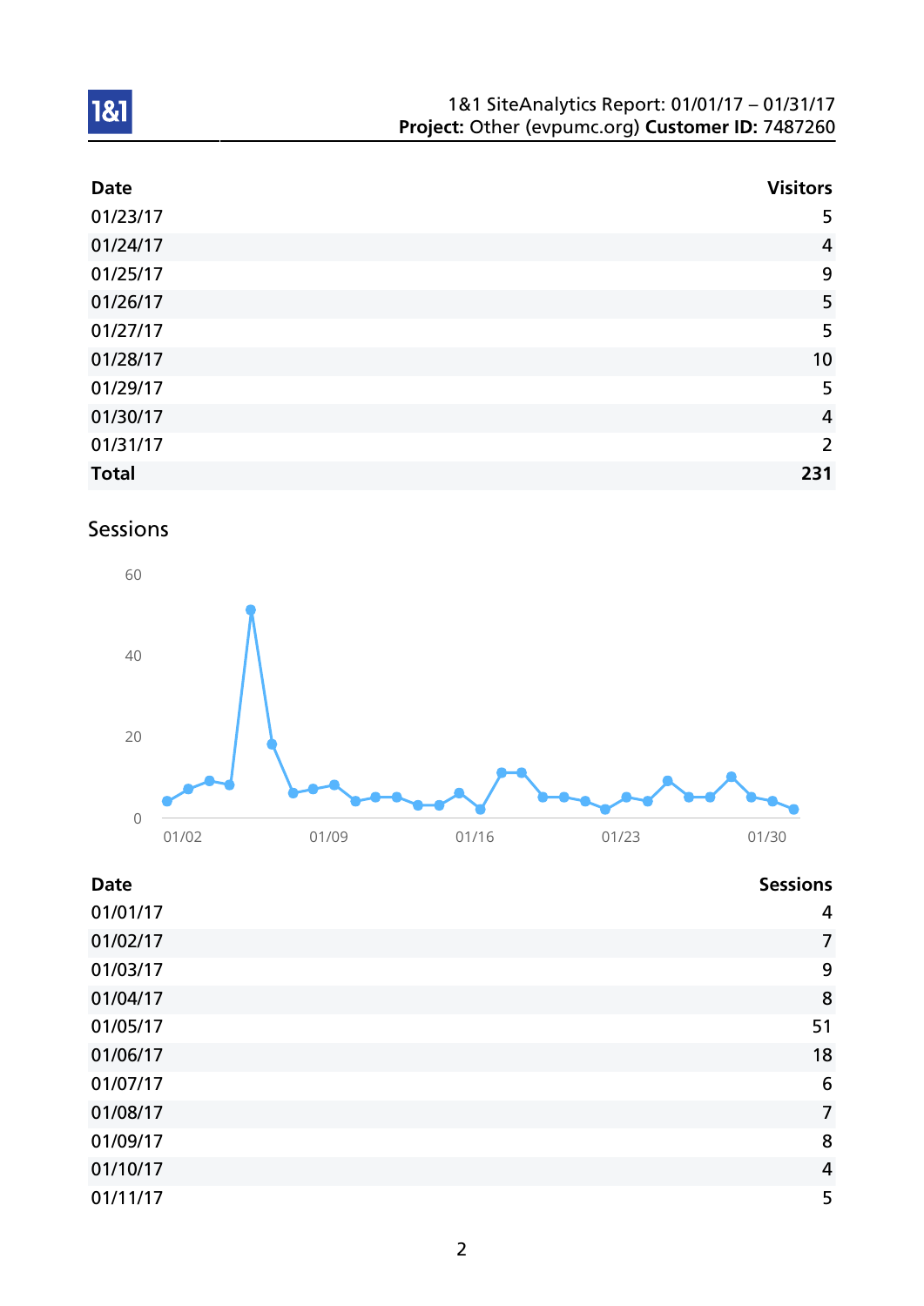| Date | Visitors |
|---|---|
| 01/23/17 | 5 |
| 01/24/17 | 4 |
| 01/25/17 | 9 |
| 01/26/17 | 5 |
| 01/27/17 | 5 |
| 01/28/17 | 10 |
| 01/29/17 | 5 |
| 01/30/17 | 4 |
| 01/31/17 | 2 |
| **Total** | **231** |

## Sessions

| Date | Sessions |
|---|---|
| 01/01/17 | 4 |
| 01/02/17 | 7 |
| 01/03/17 | 9 |
| 01/04/17 | 8 |
| 01/05/17 | 51 |
| 01/06/17 | 18 |
| 01/07/17 | 6 |
| 01/08/17 | 7 |
| 01/09/17 | 8 |
| 01/10/17 | 4 |
| 01/11/17 | 5 |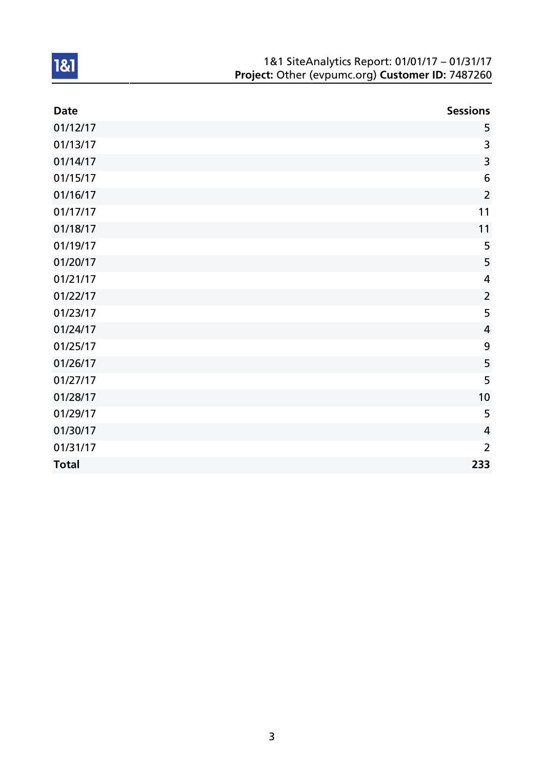1&1 SiteAnalytics Report: 01/01/17 – 01/31/17
**Project:** Other (evpumc.org) **Customer ID:** 7487260

| Date | Sessions |
| --- | ---: |
| 01/12/17 | 5 |
| 01/13/17 | 3 |
| 01/14/17 | 3 |
| 01/15/17 | 6 |
| 01/16/17 | 2 |
| 01/17/17 | 11 |
| 01/18/17 | 11 |
| 01/19/17 | 5 |
| 01/20/17 | 5 |
| 01/21/17 | 4 |
| 01/22/17 | 2 |
| 01/23/17 | 5 |
| 01/24/17 | 4 |
| 01/25/17 | 9 |
| 01/26/17 | 5 |
| 01/27/17 | 5 |
| 01/28/17 | 10 |
| 01/29/17 | 5 |
| 01/30/17 | 4 |
| 01/31/17 | 2 |
| **Total** | **233** |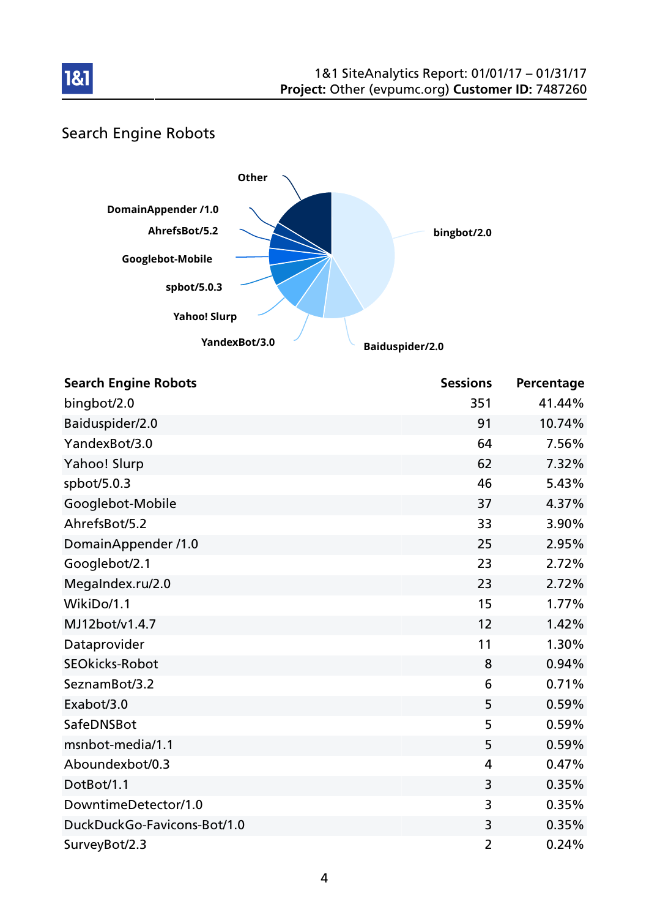## Search Engine Robots

| Search Engine Robots | Sessions | Percentage |
|---|---|---|
| bingbot/2.0 | 351 | 41.44% |
| Baiduspider/2.0 | 91 | 10.74% |
| YandexBot/3.0 | 64 | 7.56% |
| Yahoo! Slurp | 62 | 7.32% |
| spbot/5.0.3 | 46 | 5.43% |
| Googlebot-Mobile | 37 | 4.37% |
| AhrefsBot/5.2 | 33 | 3.90% |
| DomainAppender /1.0 | 25 | 2.95% |
| Googlebot/2.1 | 23 | 2.72% |
| MegaIndex.ru/2.0 | 23 | 2.72% |
| WikiDo/1.1 | 15 | 1.77% |
| MJ12bot/v1.4.7 | 12 | 1.42% |
| Dataprovider | 11 | 1.30% |
| SEOkicks-Robot | 8 | 0.94% |
| SeznamBot/3.2 | 6 | 0.71% |
| Exabot/3.0 | 5 | 0.59% |
| SafeDNSBot | 5 | 0.59% |
| msnbot-media/1.1 | 5 | 0.59% |
| Aboundexbot/0.3 | 4 | 0.47% |
| DotBot/1.1 | 3 | 0.35% |
| DowntimeDetector/1.0 | 3 | 0.35% |
| DuckDuckGo-Favicons-Bot/1.0 | 3 | 0.35% |
| SurveyBot/2.3 | 2 | 0.24% |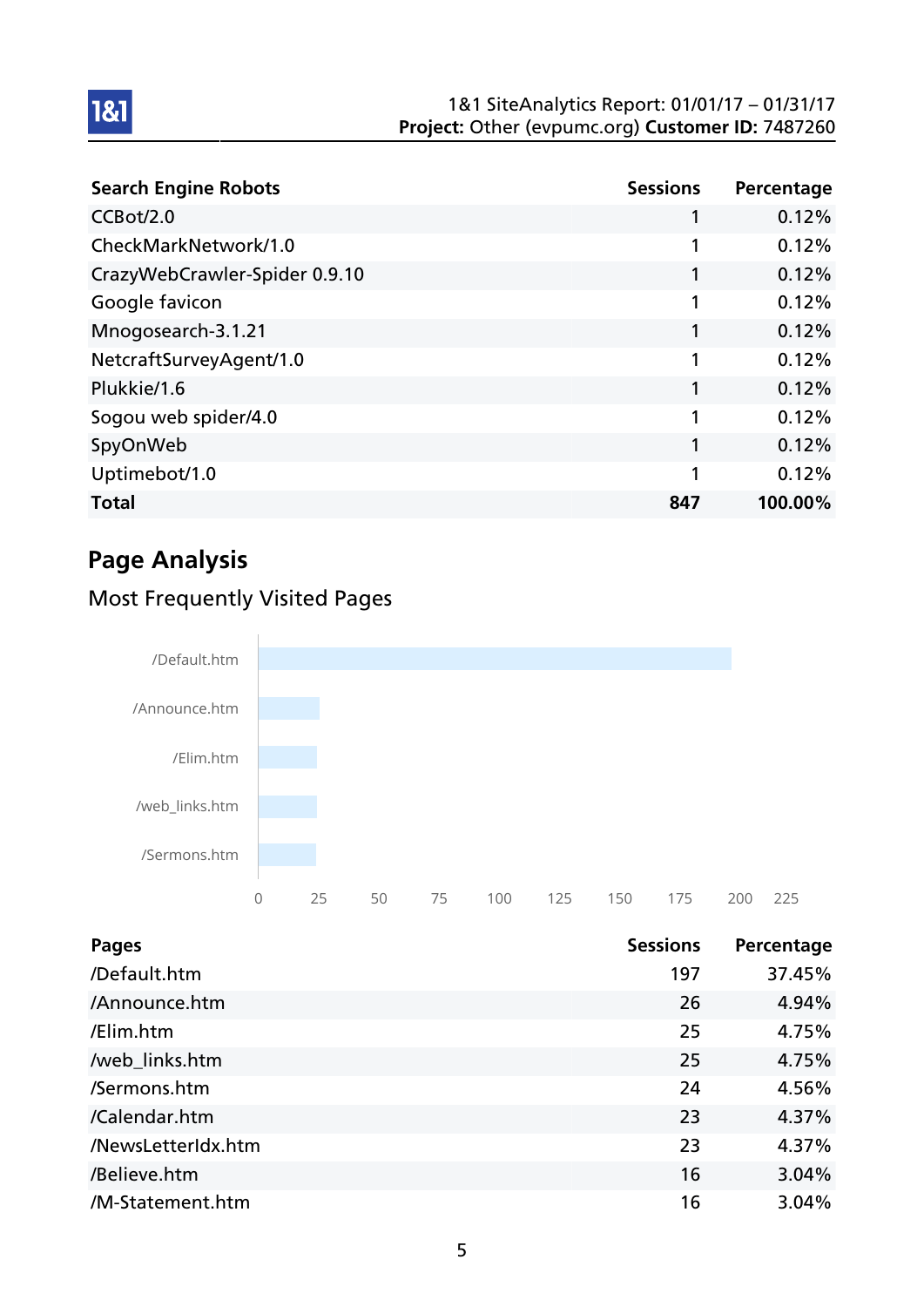| Search Engine Robots | Sessions | Percentage |
| --- | --- | --- |
| CCBot/2.0 | 1 | 0.12% |
| CheckMarkNetwork/1.0 | 1 | 0.12% |
| CrazyWebCrawler-Spider 0.9.10 | 1 | 0.12% |
| Google favicon | 1 | 0.12% |
| Mnogosearch-3.1.21 | 1 | 0.12% |
| NetcraftSurveyAgent/1.0 | 1 | 0.12% |
| Plukkie/1.6 | 1 | 0.12% |
| Sogou web spider/4.0 | 1 | 0.12% |
| SpyOnWeb | 1 | 0.12% |
| Uptimebot/1.0 | 1 | 0.12% |
| **Total** | **847** | **100.00%** |

## Page Analysis

### Most Frequently Visited Pages

| Pages | Sessions | Percentage |
| --- | --- | --- |
| /Default.htm | 197 | 37.45% |
| /Announce.htm | 26 | 4.94% |
| /Elim.htm | 25 | 4.75% |
| /web_links.htm | 25 | 4.75% |
| /Sermons.htm | 24 | 4.56% |
| /Calendar.htm | 23 | 4.37% |
| /NewsLetterIdx.htm | 23 | 4.37% |
| /Believe.htm | 16 | 3.04% |
| /M-Statement.htm | 16 | 3.04% |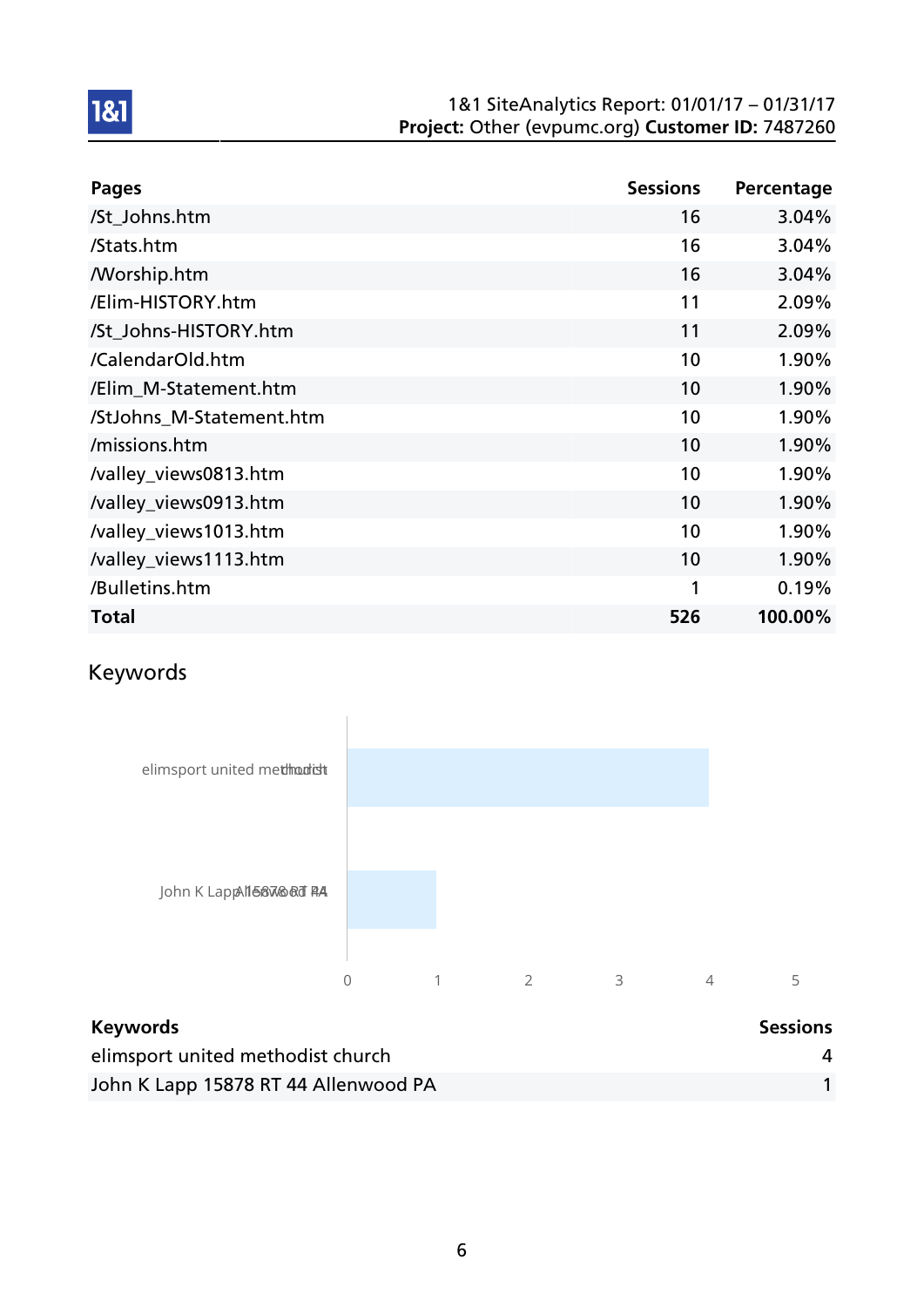1&1 SiteAnalytics Report: 01/01/17 – 01/31/17
**Project:** Other (evpumc.org) **Customer ID:** 7487260

| Pages | Sessions | Percentage |
|---|---|---|
| /St_Johns.htm | 16 | 3.04% |
| /Stats.htm | 16 | 3.04% |
| /Worship.htm | 16 | 3.04% |
| /Elim-HISTORY.htm | 11 | 2.09% |
| /St_Johns-HISTORY.htm | 11 | 2.09% |
| /CalendarOld.htm | 10 | 1.90% |
| /Elim_M-Statement.htm | 10 | 1.90% |
| /StJohns_M-Statement.htm | 10 | 1.90% |
| /missions.htm | 10 | 1.90% |
| /valley_views0813.htm | 10 | 1.90% |
| /valley_views0913.htm | 10 | 1.90% |
| /valley_views1013.htm | 10 | 1.90% |
| /valley_views1113.htm | 10 | 1.90% |
| /Bulletins.htm | 1 | 0.19% |
| **Total** | **526** | **100.00%** |

## Keywords

| Keywords | Sessions |
|---|---|
| elimsport united methodist church | 4 |
| John K Lapp 15878 RT 44 Allenwood PA | 1 |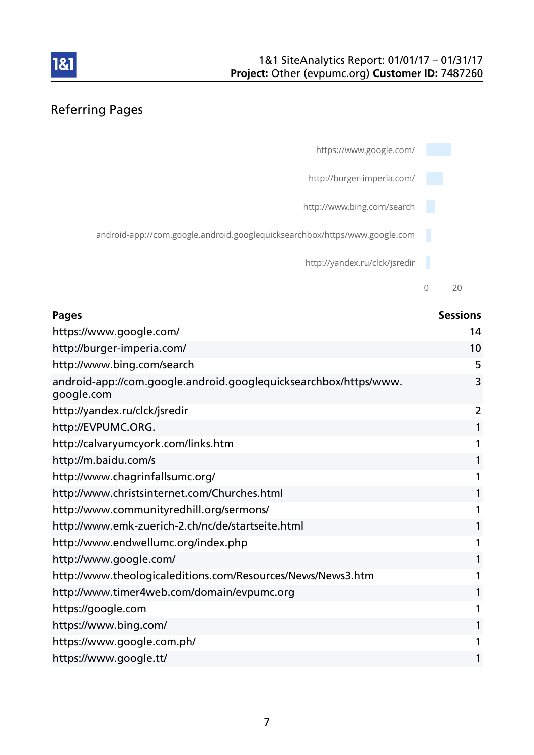1&1 SiteAnalytics Report: 01/01/17 – 01/31/17
**Project:** Other (evpumc.org) **Customer ID:** 7487260

## Referring Pages

| Pages | Sessions |
| --- | --- |
| https://www.google.com/ | 14 |
| http://burger-imperia.com/ | 10 |
| http://www.bing.com/search | 5 |
| android-app://com.google.android.googlequicksearchbox/https/www.google.com | 3 |
| http://yandex.ru/clck/jsredir | 2 |
| http://EVPUMC.ORG. | 1 |
| http://calvaryumcyork.com/links.htm | 1 |
| http://m.baidu.com/s | 1 |
| http://www.chagrinfallsumc.org/ | 1 |
| http://www.christsinternet.com/Churches.html | 1 |
| http://www.communityredhill.org/sermons/ | 1 |
| http://www.emk-zuerich-2.ch/nc/de/startseite.html | 1 |
| http://www.endwellumc.org/index.php | 1 |
| http://www.google.com/ | 1 |
| http://www.theologicaleditions.com/Resources/News/News3.htm | 1 |
| http://www.timer4web.com/domain/evpumc.org | 1 |
| https://google.com | 1 |
| https://www.bing.com/ | 1 |
| https://www.google.com.ph/ | 1 |
| https://www.google.tt/ | 1 |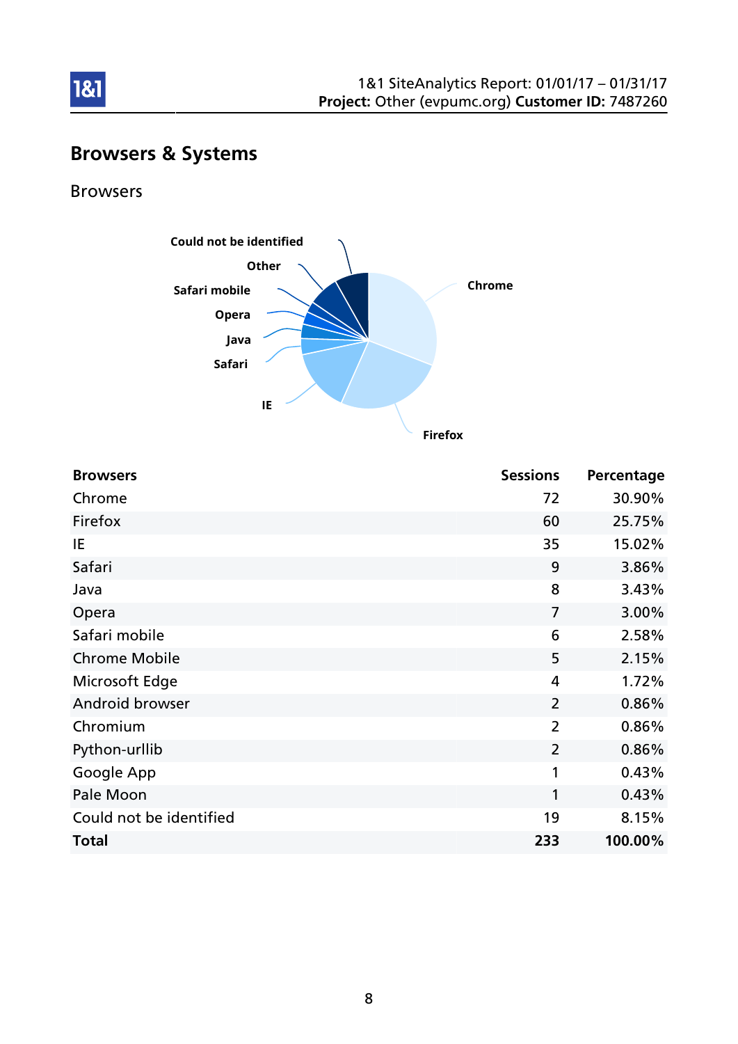## Browsers & Systems

### Browsers

| Browsers | Sessions | Percentage |
|---|---|---|
| Chrome | 72 | 30.90% |
| Firefox | 60 | 25.75% |
| IE | 35 | 15.02% |
| Safari | 9 | 3.86% |
| Java | 8 | 3.43% |
| Opera | 7 | 3.00% |
| Safari mobile | 6 | 2.58% |
| Chrome Mobile | 5 | 2.15% |
| Microsoft Edge | 4 | 1.72% |
| Android browser | 2 | 0.86% |
| Chromium | 2 | 0.86% |
| Python-urllib | 2 | 0.86% |
| Google App | 1 | 0.43% |
| Pale Moon | 1 | 0.43% |
| Could not be identified | 19 | 8.15% |
| **Total** | **233** | **100.00%** |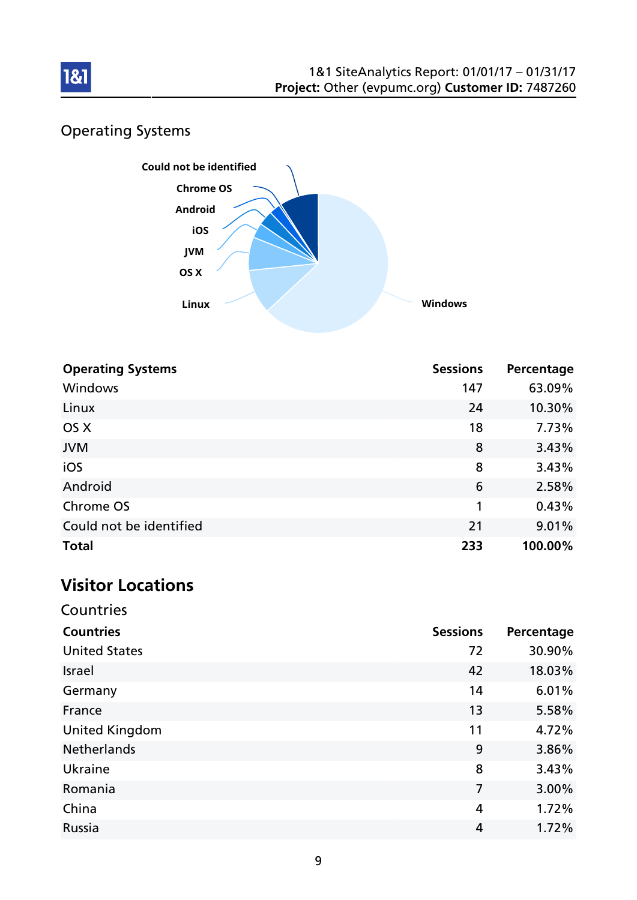## Operating Systems

| Operating Systems | Sessions | Percentage |
|---|---|---|
| Windows | 147 | 63.09% |
| Linux | 24 | 10.30% |
| OS X | 18 | 7.73% |
| JVM | 8 | 3.43% |
| iOS | 8 | 3.43% |
| Android | 6 | 2.58% |
| Chrome OS | 1 | 0.43% |
| Could not be identified | 21 | 9.01% |
| **Total** | **233** | **100.00%** |

# Visitor Locations

## Countries

| Countries | Sessions | Percentage |
|---|---|---|
| United States | 72 | 30.90% |
| Israel | 42 | 18.03% |
| Germany | 14 | 6.01% |
| France | 13 | 5.58% |
| United Kingdom | 11 | 4.72% |
| Netherlands | 9 | 3.86% |
| Ukraine | 8 | 3.43% |
| Romania | 7 | 3.00% |
| China | 4 | 1.72% |
| Russia | 4 | 1.72% |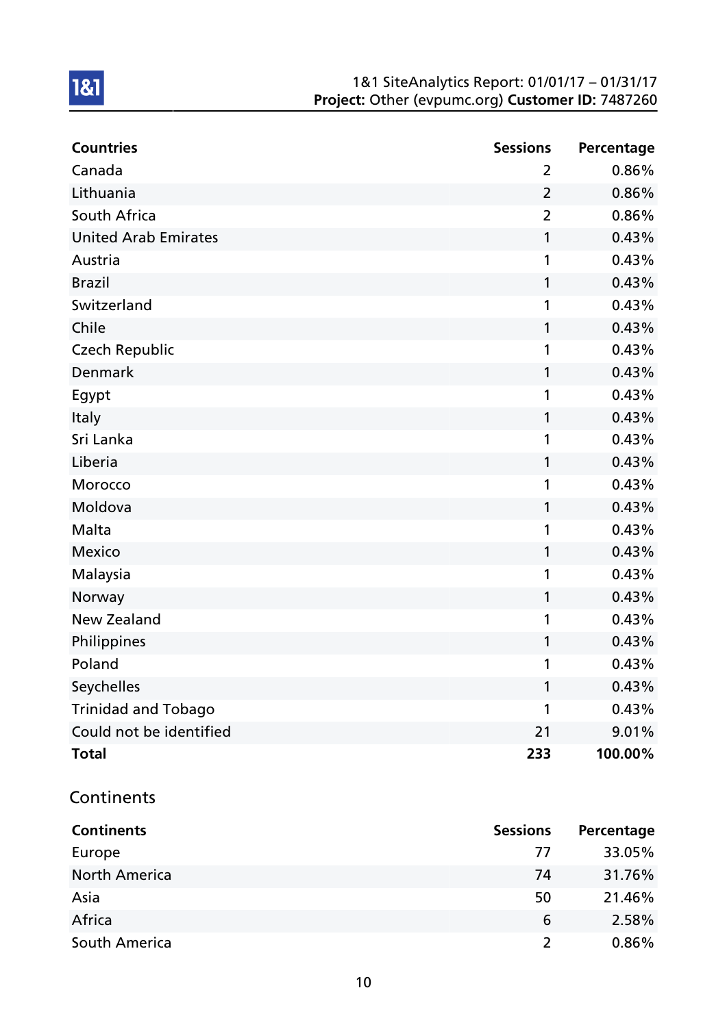| Countries | Sessions | Percentage |
|---|---|---|
| Canada | 2 | 0.86% |
| Lithuania | 2 | 0.86% |
| South Africa | 2 | 0.86% |
| United Arab Emirates | 1 | 0.43% |
| Austria | 1 | 0.43% |
| Brazil | 1 | 0.43% |
| Switzerland | 1 | 0.43% |
| Chile | 1 | 0.43% |
| Czech Republic | 1 | 0.43% |
| Denmark | 1 | 0.43% |
| Egypt | 1 | 0.43% |
| Italy | 1 | 0.43% |
| Sri Lanka | 1 | 0.43% |
| Liberia | 1 | 0.43% |
| Morocco | 1 | 0.43% |
| Moldova | 1 | 0.43% |
| Malta | 1 | 0.43% |
| Mexico | 1 | 0.43% |
| Malaysia | 1 | 0.43% |
| Norway | 1 | 0.43% |
| New Zealand | 1 | 0.43% |
| Philippines | 1 | 0.43% |
| Poland | 1 | 0.43% |
| Seychelles | 1 | 0.43% |
| Trinidad and Tobago | 1 | 0.43% |
| Could not be identified | 21 | 9.01% |
| **Total** | **233** | **100.00%** |

## Continents

| Continents | Sessions | Percentage |
|---|---|---|
| Europe | 77 | 33.05% |
| North America | 74 | 31.76% |
| Asia | 50 | 21.46% |
| Africa | 6 | 2.58% |
| South America | 2 | 0.86% |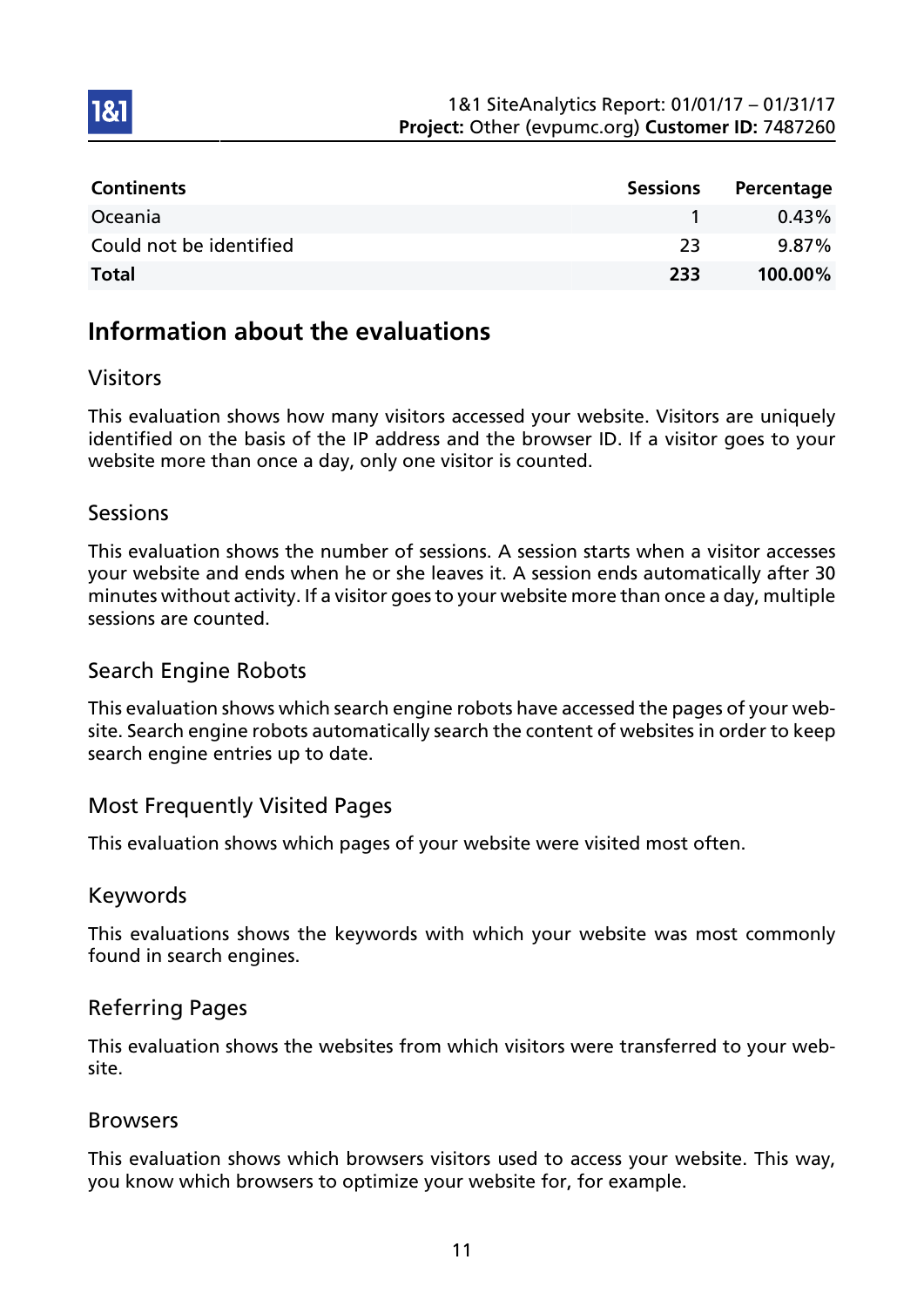| Continents | Sessions | Percentage |
|---|---|---|
| Oceania | 1 | 0.43% |
| Could not be identified | 23 | 9.87% |
| **Total** | **233** | **100.00%** |

## Information about the evaluations

### Visitors

This evaluation shows how many visitors accessed your website. Visitors are uniquely identified on the basis of the IP address and the browser ID. If a visitor goes to your website more than once a day, only one visitor is counted.

### Sessions

This evaluation shows the number of sessions. A session starts when a visitor accesses your website and ends when he or she leaves it. A session ends automatically after 30 minutes without activity. If a visitor goes to your website more than once a day, multiple sessions are counted.

### Search Engine Robots

This evaluation shows which search engine robots have accessed the pages of your website. Search engine robots automatically search the content of websites in order to keep search engine entries up to date.

### Most Frequently Visited Pages

This evaluation shows which pages of your website were visited most often.

### Keywords

This evaluations shows the keywords with which your website was most commonly found in search engines.

### Referring Pages

This evaluation shows the websites from which visitors were transferred to your website.

### Browsers

This evaluation shows which browsers visitors used to access your website. This way, you know which browsers to optimize your website for, for example.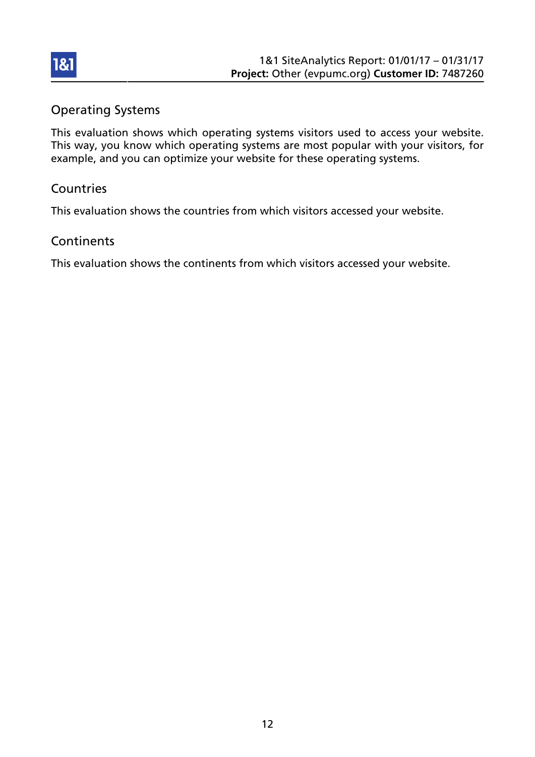## Operating Systems

This evaluation shows which operating systems visitors used to access your website. This way, you know which operating systems are most popular with your visitors, for example, and you can optimize your website for these operating systems.

## Countries

This evaluation shows the countries from which visitors accessed your website.

## Continents

This evaluation shows the continents from which visitors accessed your website.